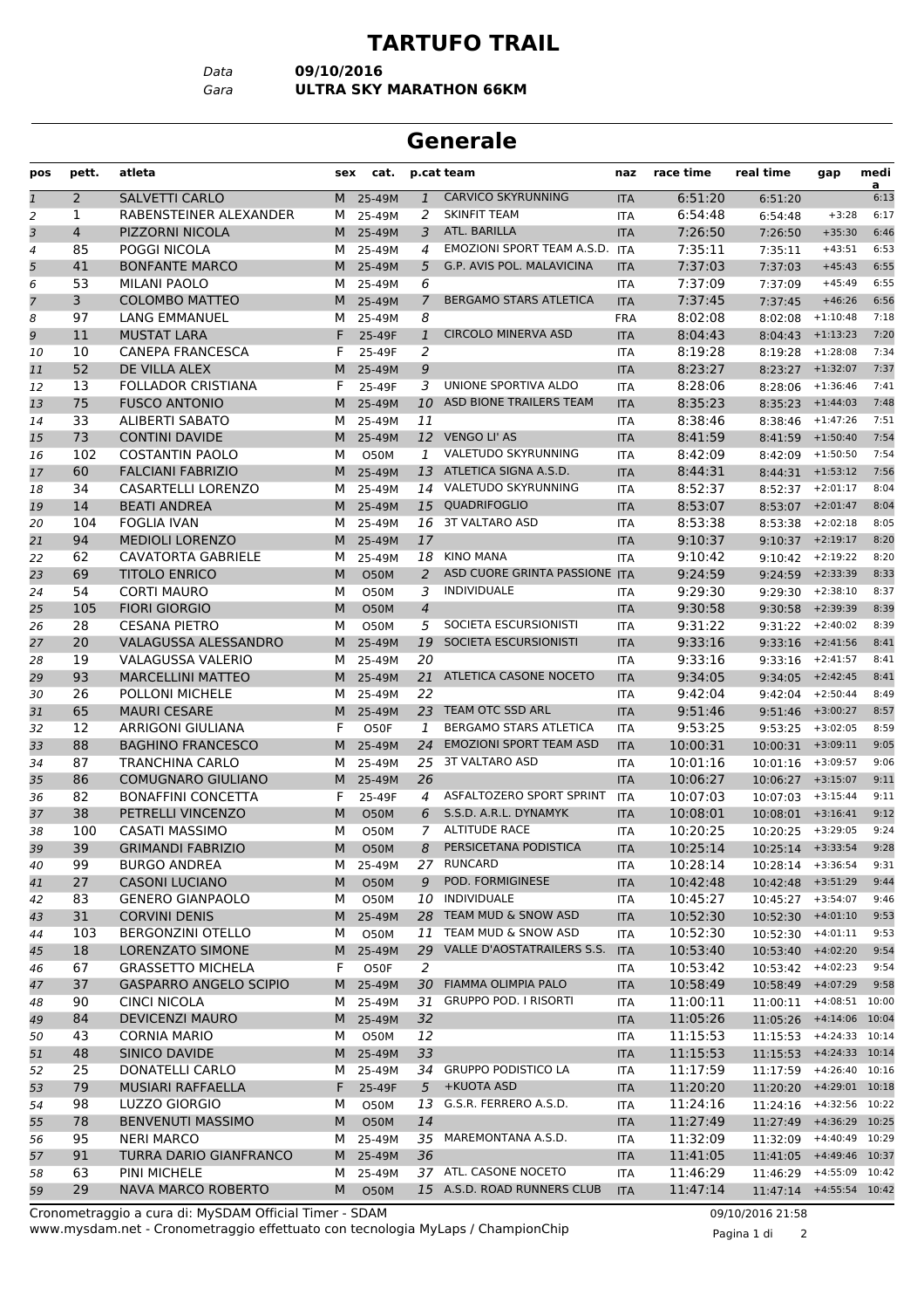# TARTUFO TRAIL

*Data* **09/10/2016**
*Gara* **ULTRA SKY MARATHON 66KM**

## Generale

| pos | pett. | atleta | sex | cat. | p.cat | team | naz | race time | real time | gap | media |
|---|---|---|---|---|---|---|---|---|---|---|---|
| 1 | 2 | SALVETTI CARLO | M | 25-49M | 1 | CARVICO SKYRUNNING | ITA | 6:51:20 | 6:51:20 | | 6:13 |
| 2 | 1 | RABENSTEINER ALEXANDER | M | 25-49M | 2 | SKINFIT TEAM | ITA | 6:54:48 | 6:54:48 | +3:28 | 6:17 |
| 3 | 4 | PIZZORNI NICOLA | M | 25-49M | 3 | ATL. BARILLA | ITA | 7:26:50 | 7:26:50 | +35:30 | 6:46 |
| 4 | 85 | POGGI NICOLA | M | 25-49M | 4 | EMOZIONI SPORT TEAM A.S.D. | ITA | 7:35:11 | 7:35:11 | +43:51 | 6:53 |
| 5 | 41 | BONFANTE MARCO | M | 25-49M | 5 | G.P. AVIS POL. MALAVICINA | ITA | 7:37:03 | 7:37:03 | +45:43 | 6:55 |
| 6 | 53 | MILANI PAOLO | M | 25-49M | 6 | | ITA | 7:37:09 | 7:37:09 | +45:49 | 6:55 |
| 7 | 3 | COLOMBO MATTEO | M | 25-49M | 7 | BERGAMO STARS ATLETICA | ITA | 7:37:45 | 7:37:45 | +46:26 | 6:56 |
| 8 | 97 | LANG EMMANUEL | M | 25-49M | 8 | | FRA | 8:02:08 | 8:02:08 | +1:10:48 | 7:18 |
| 9 | 11 | MUSTAT LARA | F | 25-49F | 1 | CIRCOLO MINERVA ASD | ITA | 8:04:43 | 8:04:43 | +1:13:23 | 7:20 |
| 10 | 10 | CANEPA FRANCESCA | F | 25-49F | 2 | | ITA | 8:19:28 | 8:19:28 | +1:28:08 | 7:34 |
| 11 | 52 | DE VILLA ALEX | M | 25-49M | 9 | | ITA | 8:23:27 | 8:23:27 | +1:32:07 | 7:37 |
| 12 | 13 | FOLLADOR CRISTIANA | F | 25-49F | 3 | UNIONE SPORTIVA ALDO | ITA | 8:28:06 | 8:28:06 | +1:36:46 | 7:41 |
| 13 | 75 | FUSCO ANTONIO | M | 25-49M | 10 | ASD BIONE TRAILERS TEAM | ITA | 8:35:23 | 8:35:23 | +1:44:03 | 7:48 |
| 14 | 33 | ALIBERTI SABATO | M | 25-49M | 11 | | ITA | 8:38:46 | 8:38:46 | +1:47:26 | 7:51 |
| 15 | 73 | CONTINI DAVIDE | M | 25-49M | 12 | VENGO LI' AS | ITA | 8:41:59 | 8:41:59 | +1:50:40 | 7:54 |
| 16 | 102 | COSTANTIN PAOLO | M | O50M | 1 | VALETUDO SKYRUNNING | ITA | 8:42:09 | 8:42:09 | +1:50:50 | 7:54 |
| 17 | 60 | FALCIANI FABRIZIO | M | 25-49M | 13 | ATLETICA SIGNA A.S.D. | ITA | 8:44:31 | 8:44:31 | +1:53:12 | 7:56 |
| 18 | 34 | CASARTELLI LORENZO | M | 25-49M | 14 | VALETUDO SKYRUNNING | ITA | 8:52:37 | 8:52:37 | +2:01:17 | 8:04 |
| 19 | 14 | BEATI ANDREA | M | 25-49M | 15 | QUADRIFOGLIO | ITA | 8:53:07 | 8:53:07 | +2:01:47 | 8:04 |
| 20 | 104 | FOGLIA IVAN | M | 25-49M | 16 | 3T VALTARO ASD | ITA | 8:53:38 | 8:53:38 | +2:02:18 | 8:05 |
| 21 | 94 | MEDIOLI LORENZO | M | 25-49M | 17 | | ITA | 9:10:37 | 9:10:37 | +2:19:17 | 8:20 |
| 22 | 62 | CAVATORTA GABRIELE | M | 25-49M | 18 | KINO MANA | ITA | 9:10:42 | 9:10:42 | +2:19:22 | 8:20 |
| 23 | 69 | TITOLO ENRICO | M | O50M | 2 | ASD CUORE GRINTA PASSIONE | ITA | 9:24:59 | 9:24:59 | +2:33:39 | 8:33 |
| 24 | 54 | CORTI MAURO | M | O50M | 3 | INDIVIDUALE | ITA | 9:29:30 | 9:29:30 | +2:38:10 | 8:37 |
| 25 | 105 | FIORI GIORGIO | M | O50M | 4 | | ITA | 9:30:58 | 9:30:58 | +2:39:39 | 8:39 |
| 26 | 28 | CESANA PIETRO | M | O50M | 5 | SOCIETA ESCURSIONISTI | ITA | 9:31:22 | 9:31:22 | +2:40:02 | 8:39 |
| 27 | 20 | VALAGUSSA ALESSANDRO | M | 25-49M | 19 | SOCIETA ESCURSIONISTI | ITA | 9:33:16 | 9:33:16 | +2:41:56 | 8:41 |
| 28 | 19 | VALAGUSSA VALERIO | M | 25-49M | 20 | | ITA | 9:33:16 | 9:33:16 | +2:41:57 | 8:41 |
| 29 | 93 | MARCELLINI MATTEO | M | 25-49M | 21 | ATLETICA CASONE NOCETO | ITA | 9:34:05 | 9:34:05 | +2:42:45 | 8:41 |
| 30 | 26 | POLLONI MICHELE | M | 25-49M | 22 | | ITA | 9:42:04 | 9:42:04 | +2:50:44 | 8:49 |
| 31 | 65 | MAURI CESARE | M | 25-49M | 23 | TEAM OTC SSD ARL | ITA | 9:51:46 | 9:51:46 | +3:00:27 | 8:57 |
| 32 | 12 | ARRIGONI GIULIANA | F | O50F | 1 | BERGAMO STARS ATLETICA | ITA | 9:53:25 | 9:53:25 | +3:02:05 | 8:59 |
| 33 | 88 | BAGHINO FRANCESCO | M | 25-49M | 24 | EMOZIONI SPORT TEAM ASD | ITA | 10:00:31 | 10:00:31 | +3:09:11 | 9:05 |
| 34 | 87 | TRANCHINA CARLO | M | 25-49M | 25 | 3T VALTARO ASD | ITA | 10:01:16 | 10:01:16 | +3:09:57 | 9:06 |
| 35 | 86 | COMUGNARO GIULIANO | M | 25-49M | 26 | | ITA | 10:06:27 | 10:06:27 | +3:15:07 | 9:11 |
| 36 | 82 | BONAFFINI CONCETTA | F | 25-49F | 4 | ASFALTOZERO SPORT SPRINT | ITA | 10:07:03 | 10:07:03 | +3:15:44 | 9:11 |
| 37 | 38 | PETRELLI VINCENZO | M | O50M | 6 | S.S.D. A.R.L. DYNAMYK | ITA | 10:08:01 | 10:08:01 | +3:16:41 | 9:12 |
| 38 | 100 | CASATI MASSIMO | M | O50M | 7 | ALTITUDE RACE | ITA | 10:20:25 | 10:20:25 | +3:29:05 | 9:24 |
| 39 | 39 | GRIMANDI FABRIZIO | M | O50M | 8 | PERSICETANA PODISTICA | ITA | 10:25:14 | 10:25:14 | +3:33:54 | 9:28 |
| 40 | 99 | BURGO ANDREA | M | 25-49M | 27 | RUNCARD | ITA | 10:28:14 | 10:28:14 | +3:36:54 | 9:31 |
| 41 | 27 | CASONI LUCIANO | M | O50M | 9 | POD. FORMIGINESE | ITA | 10:42:48 | 10:42:48 | +3:51:29 | 9:44 |
| 42 | 83 | GENERO GIANPAOLO | M | O50M | 10 | INDIVIDUALE | ITA | 10:45:27 | 10:45:27 | +3:54:07 | 9:46 |
| 43 | 31 | CORVINI DENIS | M | 25-49M | 28 | TEAM MUD & SNOW ASD | ITA | 10:52:30 | 10:52:30 | +4:01:10 | 9:53 |
| 44 | 103 | BERGONZINI OTELLO | M | O50M | 11 | TEAM MUD & SNOW ASD | ITA | 10:52:30 | 10:52:30 | +4:01:11 | 9:53 |
| 45 | 18 | LORENZATO SIMONE | M | 25-49M | 29 | VALLE D'AOSTATRAILERS S.S. | ITA | 10:53:40 | 10:53:40 | +4:02:20 | 9:54 |
| 46 | 67 | GRASSETTO MICHELA | F | O50F | 2 | | ITA | 10:53:42 | 10:53:42 | +4:02:23 | 9:54 |
| 47 | 37 | GASPARRO ANGELO SCIPIO | M | 25-49M | 30 | FIAMMA OLIMPIA PALO | ITA | 10:58:49 | 10:58:49 | +4:07:29 | 9:58 |
| 48 | 90 | CINCI NICOLA | M | 25-49M | 31 | GRUPPO POD. I RISORTI | ITA | 11:00:11 | 11:00:11 | +4:08:51 | 10:00 |
| 49 | 84 | DEVICENZI MAURO | M | 25-49M | 32 | | ITA | 11:05:26 | 11:05:26 | +4:14:06 | 10:04 |
| 50 | 43 | CORNIA MARIO | M | O50M | 12 | | ITA | 11:15:53 | 11:15:53 | +4:24:33 | 10:14 |
| 51 | 48 | SINICO DAVIDE | M | 25-49M | 33 | | ITA | 11:15:53 | 11:15:53 | +4:24:33 | 10:14 |
| 52 | 25 | DONATELLI CARLO | M | 25-49M | 34 | GRUPPO PODISTICO LA | ITA | 11:17:59 | 11:17:59 | +4:26:40 | 10:16 |
| 53 | 79 | MUSIARI RAFFAELLA | F | 25-49F | 5 | +KUOTA ASD | ITA | 11:20:20 | 11:20:20 | +4:29:01 | 10:18 |
| 54 | 98 | LUZZO GIORGIO | M | O50M | 13 | G.S.R. FERRERO A.S.D. | ITA | 11:24:16 | 11:24:16 | +4:32:56 | 10:22 |
| 55 | 78 | BENVENUTI MASSIMO | M | O50M | 14 | | ITA | 11:27:49 | 11:27:49 | +4:36:29 | 10:25 |
| 56 | 95 | NERI MARCO | M | 25-49M | 35 | MAREMONTANA A.S.D. | ITA | 11:32:09 | 11:32:09 | +4:40:49 | 10:29 |
| 57 | 91 | TURRA DARIO GIANFRANCO | M | 25-49M | 36 | | ITA | 11:41:05 | 11:41:05 | +4:49:46 | 10:37 |
| 58 | 63 | PINI MICHELE | M | 25-49M | 37 | ATL. CASONE NOCETO | ITA | 11:46:29 | 11:46:29 | +4:55:09 | 10:42 |
| 59 | 29 | NAVA MARCO ROBERTO | M | O50M | 15 | A.S.D. ROAD RUNNERS CLUB | ITA | 11:47:14 | 11:47:14 | +4:55:54 | 10:42 |

Cronometraggio a cura di: MySDAM Official Timer - SDAM
www.mysdam.net - Cronometraggio effettuato con tecnologia MyLaps / ChampionChip

09/10/2016 21:58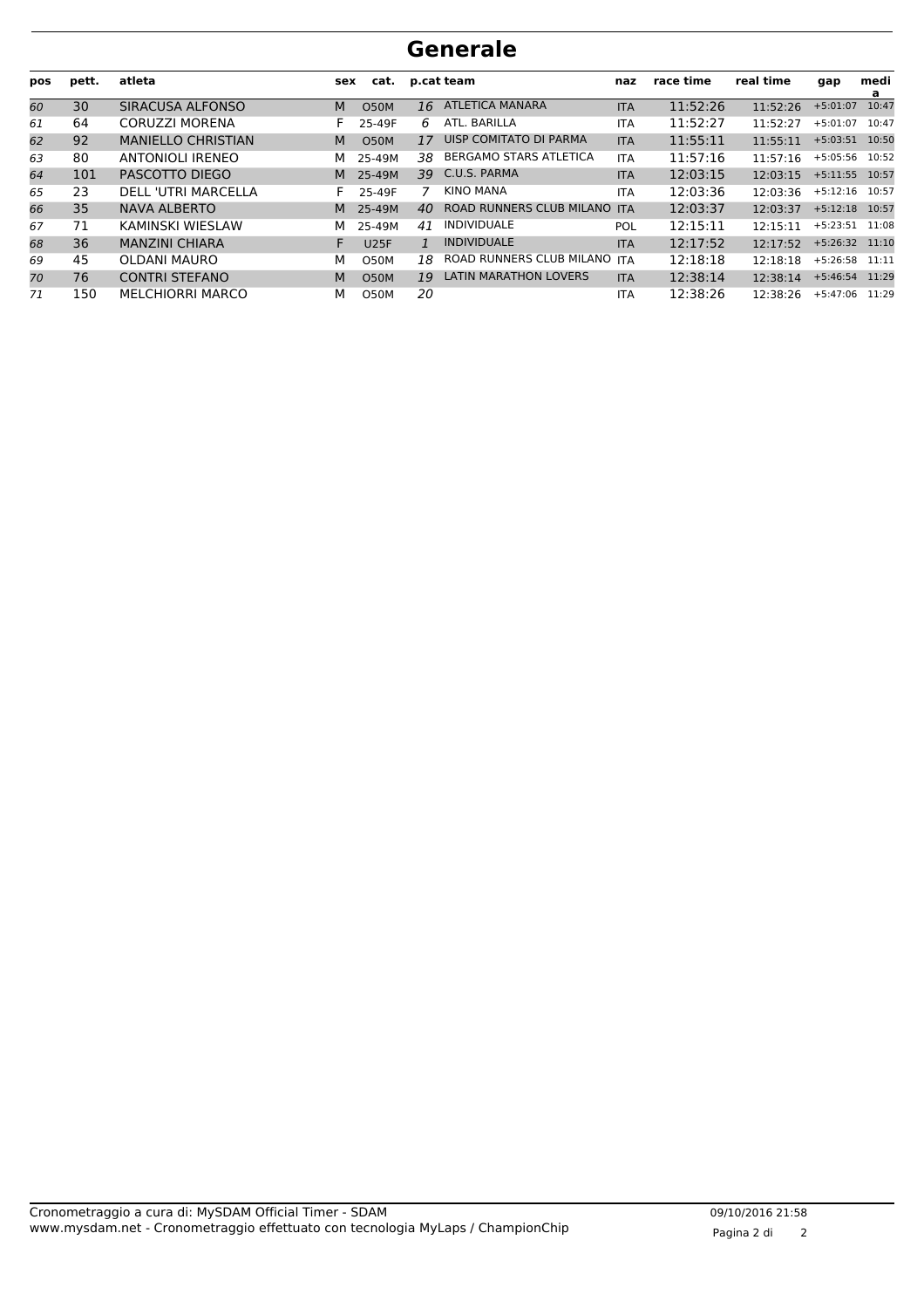# Generale

| pos | pett. | atleta | sex | cat. | p.cat | team | naz | race time | real time | gap | media |
|---|---|---|---|---|---|---|---|---|---|---|---|
| 60 | 30 | SIRACUSA ALFONSO | M | O50M | 16 | ATLETICA MANARA | ITA | 11:52:26 | 11:52:26 | +5:01:07 | 10:47 |
| 61 | 64 | CORUZZI MORENA | F | 25-49F | 6 | ATL. BARILLA | ITA | 11:52:27 | 11:52:27 | +5:01:07 | 10:47 |
| 62 | 92 | MANIELLO CHRISTIAN | M | O50M | 17 | UISP COMITATO DI PARMA | ITA | 11:55:11 | 11:55:11 | +5:03:51 | 10:50 |
| 63 | 80 | ANTONIOLI IRENEO | M | 25-49M | 38 | BERGAMO STARS ATLETICA | ITA | 11:57:16 | 11:57:16 | +5:05:56 | 10:52 |
| 64 | 101 | PASCOTTO DIEGO | M | 25-49M | 39 | C.U.S. PARMA | ITA | 12:03:15 | 12:03:15 | +5:11:55 | 10:57 |
| 65 | 23 | DELL 'UTRI MARCELLA | F | 25-49F | 7 | KINO MANA | ITA | 12:03:36 | 12:03:36 | +5:12:16 | 10:57 |
| 66 | 35 | NAVA ALBERTO | M | 25-49M | 40 | ROAD RUNNERS CLUB MILANO | ITA | 12:03:37 | 12:03:37 | +5:12:18 | 10:57 |
| 67 | 71 | KAMINSKI WIESLAW | M | 25-49M | 41 | INDIVIDUALE | POL | 12:15:11 | 12:15:11 | +5:23:51 | 11:08 |
| 68 | 36 | MANZINI CHIARA | F | U25F | 1 | INDIVIDUALE | ITA | 12:17:52 | 12:17:52 | +5:26:32 | 11:10 |
| 69 | 45 | OLDANI MAURO | M | O50M | 18 | ROAD RUNNERS CLUB MILANO | ITA | 12:18:18 | 12:18:18 | +5:26:58 | 11:11 |
| 70 | 76 | CONTRI STEFANO | M | O50M | 19 | LATIN MARATHON LOVERS | ITA | 12:38:14 | 12:38:14 | +5:46:54 | 11:29 |
| 71 | 150 | MELCHIORRI MARCO | M | O50M | 20 | | ITA | 12:38:26 | 12:38:26 | +5:47:06 | 11:29 |

Cronometraggio a cura di: MySDAM Official Timer - SDAM
www.mysdam.net - Cronometraggio effettuato con tecnologia MyLaps / ChampionChip

09/10/2016 21:58